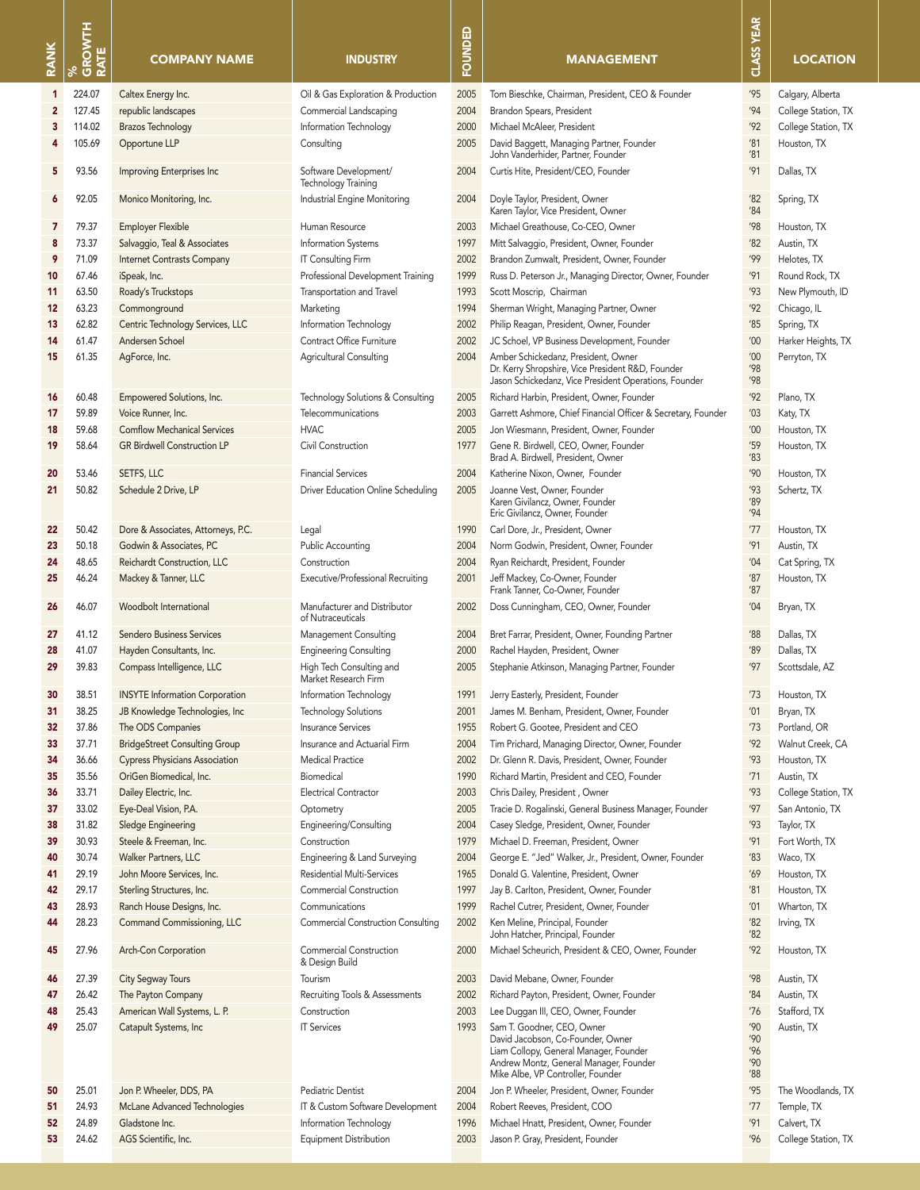| RANK | % GROWTH RATE | COMPANY NAME | INDUSTRY | FOUNDED | MANAGEMENT | CLASS YEAR | LOCATION |
|---|---|---|---|---|---|---|---|
| 1 | 224.07 | Caltex Energy Inc. | Oil & Gas Exploration & Production | 2005 | Tom Bieschke, Chairman, President, CEO & Founder | '95 | Calgary, Alberta |
| 2 | 127.45 | republic landscapes | Commercial Landscaping | 2004 | Brandon Spears, President | '94 | College Station, TX |
| 3 | 114.02 | Brazos Technology | Information Technology | 2000 | Michael McAleer, President | '92 | College Station, TX |
| 4 | 105.69 | Opportune LLP | Consulting | 2005 | David Baggett, Managing Partner, Founder<br>John Vanderhider, Partner, Founder | '81<br>'81 | Houston, TX |
| 5 | 93.56 | Improving Enterprises Inc | Software Development/ Technology Training | 2004 | Curtis Hite, President/CEO, Founder | '91 | Dallas, TX |
| 6 | 92.05 | Monico Monitoring, Inc. | Industrial Engine Monitoring | 2004 | Doyle Taylor, President, Owner<br>Karen Taylor, Vice President, Owner | '82<br>'84 | Spring, TX |
| 7 | 79.37 | Employer Flexible | Human Resource | 2003 | Michael Greathouse, Co-CEO, Owner | '98 | Houston, TX |
| 8 | 73.37 | Salvaggio, Teal & Associates | Information Systems | 1997 | Mitt Salvaggio, President, Owner, Founder | '82 | Austin, TX |
| 9 | 71.09 | Internet Contrasts Company | IT Consulting Firm | 2002 | Brandon Zumwalt, President, Owner, Founder | '99 | Helotes, TX |
| 10 | 67.46 | iSpeak, Inc. | Professional Development Training | 1999 | Russ D. Peterson Jr., Managing Director, Owner, Founder | '91 | Round Rock, TX |
| 11 | 63.50 | Roady's Truckstops | Transportation and Travel | 1993 | Scott Moscrip, Chairman | '93 | New Plymouth, ID |
| 12 | 63.23 | Commonground | Marketing | 1994 | Sherman Wright, Managing Partner, Owner | '92 | Chicago, IL |
| 13 | 62.82 | Centric Technology Services, LLC | Information Technology | 2002 | Philip Reagan, President, Owner, Founder | '85 | Spring, TX |
| 14 | 61.47 | Andersen Schoel | Contract Office Furniture | 2002 | JC Schoel, VP Business Development, Founder | '00 | Harker Heights, TX |
| 15 | 61.35 | AgForce, Inc. | Agricultural Consulting | 2004 | Amber Schickedanz, President, Owner<br>Dr. Kerry Shropshire, Vice President R&D, Founder<br>Jason Schickedanz, Vice President Operations, Founder | '00<br>'98<br>'98 | Perryton, TX |
| 16 | 60.48 | Empowered Solutions, Inc. | Technology Solutions & Consulting | 2005 | Richard Harbin, President, Owner, Founder | '92 | Plano, TX |
| 17 | 59.89 | Voice Runner, Inc. | Telecommunications | 2003 | Garrett Ashmore, Chief Financial Officer & Secretary, Founder | '03 | Katy, TX |
| 18 | 59.68 | Comflow Mechanical Services | HVAC | 2005 | Jon Wiesmann, President, Owner, Founder | '00 | Houston, TX |
| 19 | 58.64 | GR Birdwell Construction LP | Civil Construction | 1977 | Gene R. Birdwell, CEO, Owner, Founder<br>Brad A. Birdwell, President, Owner | '59<br>'83 | Houston, TX |
| 20 | 53.46 | SETFS, LLC | Financial Services | 2004 | Katherine Nixon, Owner, Founder | '90 | Houston, TX |
| 21 | 50.82 | Schedule 2 Drive, LP | Driver Education Online Scheduling | 2005 | Joanne Vest, Owner, Founder<br>Karen Givilancz, Owner, Founder<br>Eric Givilancz, Owner, Founder | '93<br>'89<br>'94 | Schertz, TX |
| 22 | 50.42 | Dore & Associates, Attorneys, P.C. | Legal | 1990 | Carl Dore, Jr., President, Owner | '77 | Houston, TX |
| 23 | 50.18 | Godwin & Associates, PC | Public Accounting | 2004 | Norm Godwin, President, Owner, Founder | '91 | Austin, TX |
| 24 | 48.65 | Reichardt Construction, LLC | Construction | 2004 | Ryan Reichardt, President, Founder | '04 | Cat Spring, TX |
| 25 | 46.24 | Mackey & Tanner, LLC | Executive/Professional Recruiting | 2001 | Jeff Mackey, Co-Owner, Founder<br>Frank Tanner, Co-Owner, Founder | '87<br>'87 | Houston, TX |
| 26 | 46.07 | Woodbolt International | Manufacturer and Distributor of Nutraceuticals | 2002 | Doss Cunningham, CEO, Owner, Founder | '04 | Bryan, TX |
| 27 | 41.12 | Sendero Business Services | Management Consulting | 2004 | Bret Farrar, President, Owner, Founding Partner | '88 | Dallas, TX |
| 28 | 41.07 | Hayden Consultants, Inc. | Engineering Consulting | 2000 | Rachel Hayden, President, Owner | '89 | Dallas, TX |
| 29 | 39.83 | Compass Intelligence, LLC | High Tech Consulting and Market Research Firm | 2005 | Stephanie Atkinson, Managing Partner, Founder | '97 | Scottsdale, AZ |
| 30 | 38.51 | INSYTE Information Corporation | Information Technology | 1991 | Jerry Easterly, President, Founder | '73 | Houston, TX |
| 31 | 38.25 | JB Knowledge Technologies, Inc | Technology Solutions | 2001 | James M. Benham, President, Owner, Founder | '01 | Bryan, TX |
| 32 | 37.86 | The ODS Companies | Insurance Services | 1955 | Robert G. Gootee, President and CEO | '73 | Portland, OR |
| 33 | 37.71 | BridgeStreet Consulting Group | Insurance and Actuarial Firm | 2004 | Tim Prichard, Managing Director, Owner, Founder | '92 | Walnut Creek, CA |
| 34 | 36.66 | Cypress Physicians Association | Medical Practice | 2002 | Dr. Glenn R. Davis, President, Owner, Founder | '93 | Houston, TX |
| 35 | 35.56 | OriGen Biomedical, Inc. | Biomedical | 1990 | Richard Martin, President and CEO, Founder | '71 | Austin, TX |
| 36 | 33.71 | Dailey Electric, Inc. | Electrical Contractor | 2003 | Chris Dailey, President , Owner | '93 | College Station, TX |
| 37 | 33.02 | Eye-Deal Vision, P.A. | Optometry | 2005 | Tracie D. Rogalinski, General Business Manager, Founder | '97 | San Antonio, TX |
| 38 | 31.82 | Sledge Engineering | Engineering/Consulting | 2004 | Casey Sledge, President, Owner, Founder | '93 | Taylor, TX |
| 39 | 30.93 | Steele & Freeman, Inc. | Construction | 1979 | Michael D. Freeman, President, Owner | '91 | Fort Worth, TX |
| 40 | 30.74 | Walker Partners, LLC | Engineering & Land Surveying | 2004 | George E. "Jed" Walker, Jr., President, Owner, Founder | '83 | Waco, TX |
| 41 | 29.19 | John Moore Services, Inc. | Residential Multi-Services | 1965 | Donald G. Valentine, President, Owner | '69 | Houston, TX |
| 42 | 29.17 | Sterling Structures, Inc. | Commercial Construction | 1997 | Jay B. Carlton, President, Owner, Founder | '81 | Houston, TX |
| 43 | 28.93 | Ranch House Designs, Inc. | Communications | 1999 | Rachel Cutrer, President, Owner, Founder | '01 | Wharton, TX |
| 44 | 28.23 | Command Commissioning, LLC | Commercial Construction Consulting | 2002 | Ken Meline, Principal, Founder<br>John Hatcher, Principal, Founder | '82<br>'82 | Irving, TX |
| 45 | 27.96 | Arch-Con Corporation | Commercial Construction & Design Build | 2000 | Michael Scheurich, President & CEO, Owner, Founder | '92 | Houston, TX |
| 46 | 27.39 | City Segway Tours | Tourism | 2003 | David Mebane, Owner, Founder | '98 | Austin, TX |
| 47 | 26.42 | The Payton Company | Recruiting Tools & Assessments | 2002 | Richard Payton, President, Owner, Founder | '84 | Austin, TX |
| 48 | 25.43 | American Wall Systems, L. P. | Construction | 2003 | Lee Duggan III, CEO, Owner, Founder | '76 | Stafford, TX |
| 49 | 25.07 | Catapult Systems, Inc | IT Services | 1993 | Sam T. Goodner, CEO, Owner<br>David Jacobson, Co-Founder, Owner<br>Liam Collopy, General Manager, Founder<br>Andrew Montz, General Manager, Founder<br>Mike Albe, VP Controller, Founder | '90<br>'90<br>'96<br>'90<br>'88 | Austin, TX |
| 50 | 25.01 | Jon P. Wheeler, DDS, PA | Pediatric Dentist | 2004 | Jon P. Wheeler, President, Owner, Founder | '95 | The Woodlands, TX |
| 51 | 24.93 | McLane Advanced Technologies | IT & Custom Software Development | 2004 | Robert Reeves, President, COO | '77 | Temple, TX |
| 52 | 24.89 | Gladstone Inc. | Information Technology | 1996 | Michael Hnatt, President, Owner, Founder | '91 | Calvert, TX |
| 53 | 24.62 | AGS Scientific, Inc. | Equipment Distribution | 2003 | Jason P. Gray, President, Founder | '96 | College Station, TX |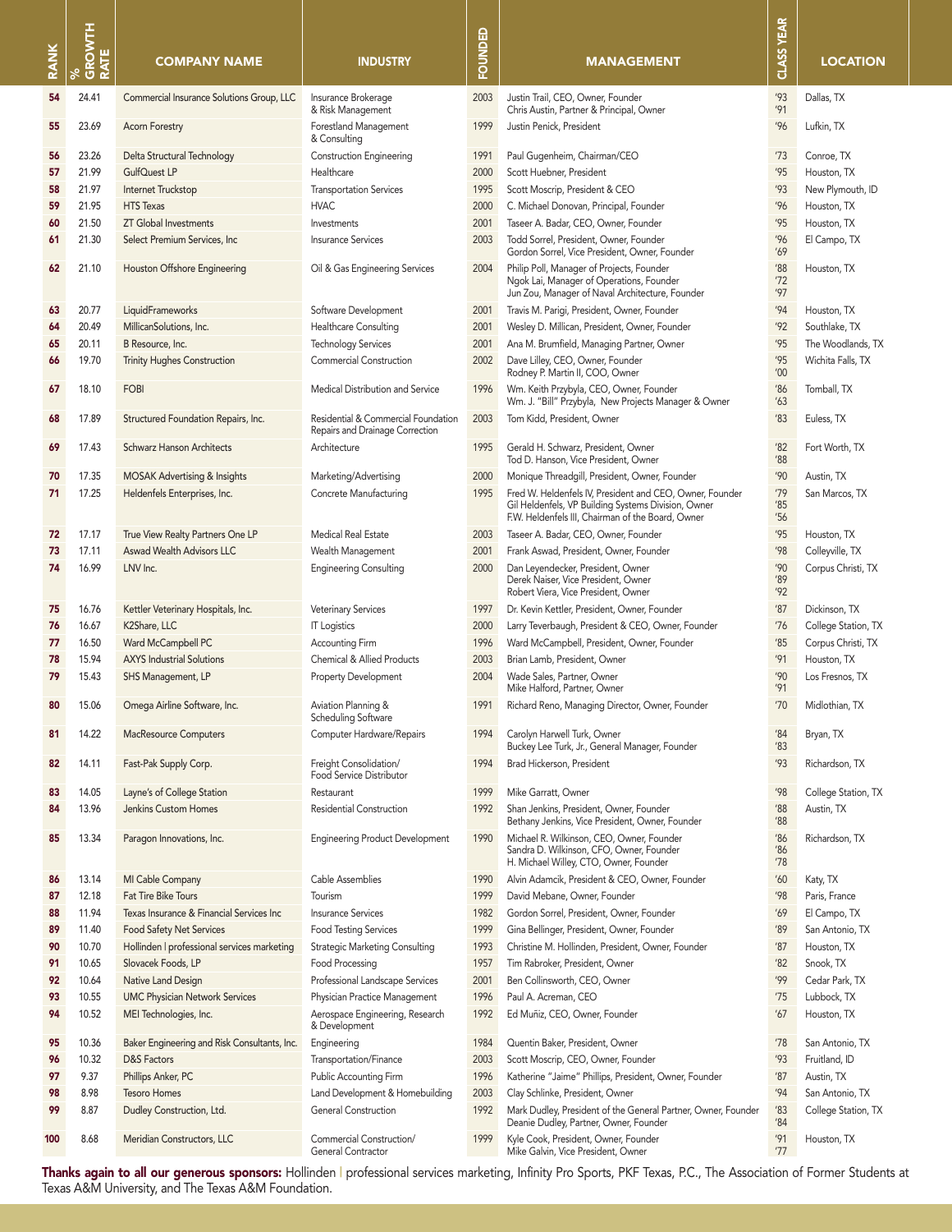| RANK | % GROWTH RATE | COMPANY NAME | INDUSTRY | FOUNDED | MANAGEMENT | CLASS YEAR | LOCATION |
|---|---|---|---|---|---|---|---|
| 54 | 24.41 | Commercial Insurance Solutions Group, LLC | Insurance Brokerage & Risk Management | 2003 | Justin Trail, CEO, Owner, Founder<br>Chris Austin, Partner & Principal, Owner | '93<br>'91 | Dallas, TX |
| 55 | 23.69 | Acorn Forestry | Forestland Management & Consulting | 1999 | Justin Penick, President | '96 | Lufkin, TX |
| 56 | 23.26 | Delta Structural Technology | Construction Engineering | 1991 | Paul Gugenheim, Chairman/CEO | '73 | Conroe, TX |
| 57 | 21.99 | GulfQuest LP | Healthcare | 2000 | Scott Huebner, President | '95 | Houston, TX |
| 58 | 21.97 | Internet Truckstop | Transportation Services | 1995 | Scott Moscrip, President & CEO | '93 | New Plymouth, ID |
| 59 | 21.95 | HTS Texas | HVAC | 2000 | C. Michael Donovan, Principal, Founder | '96 | Houston, TX |
| 60 | 21.50 | ZT Global Investments | Investments | 2001 | Taseer A. Badar, CEO, Owner, Founder | '95 | Houston, TX |
| 61 | 21.30 | Select Premium Services, Inc | Insurance Services | 2003 | Todd Sorrel, President, Owner, Founder<br>Gordon Sorrel, Vice President, Owner, Founder | '96<br>'69 | El Campo, TX |
| 62 | 21.10 | Houston Offshore Engineering | Oil & Gas Engineering Services | 2004 | Philip Poll, Manager of Projects, Founder<br>Ngok Lai, Manager of Operations, Founder<br>Jun Zou, Manager of Naval Architecture, Founder | '88<br>'72<br>'97 | Houston, TX |
| 63 | 20.77 | LiquidFrameworks | Software Development | 2001 | Travis M. Parigi, President, Owner, Founder | '94 | Houston, TX |
| 64 | 20.49 | MillicanSolutions, Inc. | Healthcare Consulting | 2001 | Wesley D. Millican, President, Owner, Founder | '92 | Southlake, TX |
| 65 | 20.11 | B Resource, Inc. | Technology Services | 2001 | Ana M. Brumfield, Managing Partner, Owner | '95 | The Woodlands, TX |
| 66 | 19.70 | Trinity Hughes Construction | Commercial Construction | 2002 | Dave Lilley, CEO, Owner, Founder<br>Rodney P. Martin II, COO, Owner | '95<br>'00 | Wichita Falls, TX |
| 67 | 18.10 | FOBI | Medical Distribution and Service | 1996 | Wm. Keith Przybyla, CEO, Owner, Founder<br>Wm. J. "Bill" Przybyla, New Projects Manager & Owner | '86<br>'63 | Tomball, TX |
| 68 | 17.89 | Structured Foundation Repairs, Inc. | Residential & Commercial Foundation Repairs and Drainage Correction | 2003 | Tom Kidd, President, Owner | '83 | Euless, TX |
| 69 | 17.43 | Schwarz Hanson Architects | Architecture | 1995 | Gerald H. Schwarz, President, Owner<br>Tod D. Hanson, Vice President, Owner | '82<br>'88 | Fort Worth, TX |
| 70 | 17.35 | MOSAK Advertising & Insights | Marketing/Advertising | 2000 | Monique Threadgill, President, Owner, Founder | '90 | Austin, TX |
| 71 | 17.25 | Heldenfels Enterprises, Inc. | Concrete Manufacturing | 1995 | Fred W. Heldenfels IV, President and CEO, Owner, Founder<br>Gil Heldenfels, VP Building Systems Division, Owner<br>F.W. Heldenfels III, Chairman of the Board, Owner | '79<br>'85<br>'56 | San Marcos, TX |
| 72 | 17.17 | True View Realty Partners One LP | Medical Real Estate | 2003 | Taseer A. Badar, CEO, Owner, Founder | '95 | Houston, TX |
| 73 | 17.11 | Aswad Wealth Advisors LLC | Wealth Management | 2001 | Frank Aswad, President, Owner, Founder | '98 | Colleyville, TX |
| 74 | 16.99 | LNV Inc. | Engineering Consulting | 2000 | Dan Leyendecker, President, Owner<br>Derek Naiser, Vice President, Owner<br>Robert Viera, Vice President, Owner | '90<br>'89<br>'92 | Corpus Christi, TX |
| 75 | 16.76 | Kettler Veterinary Hospitals, Inc. | Veterinary Services | 1997 | Dr. Kevin Kettler, President, Owner, Founder | '87 | Dickinson, TX |
| 76 | 16.67 | K2Share, LLC | IT Logistics | 2000 | Larry Teverbaugh, President & CEO, Owner, Founder | '76 | College Station, TX |
| 77 | 16.50 | Ward McCampbell PC | Accounting Firm | 1996 | Ward McCampbell, President, Owner, Founder | '85 | Corpus Christi, TX |
| 78 | 15.94 | AXYS Industrial Solutions | Chemical & Allied Products | 2003 | Brian Lamb, President, Owner | '91 | Houston, TX |
| 79 | 15.43 | SHS Management, LP | Property Development | 2004 | Wade Sales, Partner, Owner<br>Mike Halford, Partner, Owner | '90<br>'91 | Los Fresnos, TX |
| 80 | 15.06 | Omega Airline Software, Inc. | Aviation Planning & Scheduling Software | 1991 | Richard Reno, Managing Director, Owner, Founder | '70 | Midlothian, TX |
| 81 | 14.22 | MacResource Computers | Computer Hardware/Repairs | 1994 | Carolyn Harwell Turk, Owner<br>Buckey Lee Turk, Jr., General Manager, Founder | '84<br>'83 | Bryan, TX |
| 82 | 14.11 | Fast-Pak Supply Corp. | Freight Consolidation/ Food Service Distributor | 1994 | Brad Hickerson, President | '93 | Richardson, TX |
| 83 | 14.05 | Layne's of College Station | Restaurant | 1999 | Mike Garratt, Owner | '98 | College Station, TX |
| 84 | 13.96 | Jenkins Custom Homes | Residential Construction | 1992 | Shan Jenkins, President, Owner, Founder<br>Bethany Jenkins, Vice President, Owner, Founder | '88<br>'88 | Austin, TX |
| 85 | 13.34 | Paragon Innovations, Inc. | Engineering Product Development | 1990 | Michael R. Wilkinson, CEO, Owner, Founder<br>Sandra D. Wilkinson, CFO, Owner, Founder<br>H. Michael Willey, CTO, Owner, Founder | '86<br>'86<br>'78 | Richardson, TX |
| 86 | 13.14 | MI Cable Company | Cable Assemblies | 1990 | Alvin Adamcik, President & CEO, Owner, Founder | '60 | Katy, TX |
| 87 | 12.18 | Fat Tire Bike Tours | Tourism | 1999 | David Mebane, Owner, Founder | '98 | Paris, France |
| 88 | 11.94 | Texas Insurance & Financial Services Inc | Insurance Services | 1982 | Gordon Sorrel, President, Owner, Founder | '69 | El Campo, TX |
| 89 | 11.40 | Food Safety Net Services | Food Testing Services | 1999 | Gina Bellinger, President, Owner, Founder | '89 | San Antonio, TX |
| 90 | 10.70 | Hollinden \| professional services marketing | Strategic Marketing Consulting | 1993 | Christine M. Hollinden, President, Owner, Founder | '87 | Houston, TX |
| 91 | 10.65 | Slovacek Foods, LP | Food Processing | 1957 | Tim Rabroker, President, Owner | '82 | Snook, TX |
| 92 | 10.64 | Native Land Design | Professional Landscape Services | 2001 | Ben Collinsworth, CEO, Owner | '99 | Cedar Park, TX |
| 93 | 10.55 | UMC Physician Network Services | Physician Practice Management | 1996 | Paul A. Acreman, CEO | '75 | Lubbock, TX |
| 94 | 10.52 | MEI Technologies, Inc. | Aerospace Engineering, Research & Development | 1992 | Ed Muñiz, CEO, Owner, Founder | '67 | Houston, TX |
| 95 | 10.36 | Baker Engineering and Risk Consultants, Inc. | Engineering | 1984 | Quentin Baker, President, Owner | '78 | San Antonio, TX |
| 96 | 10.32 | D&S Factors | Transportation/Finance | 2003 | Scott Moscrip, CEO, Owner, Founder | '93 | Fruitland, ID |
| 97 | 9.37 | Phillips Anker, PC | Public Accounting Firm | 1996 | Katherine "Jaime" Phillips, President, Owner, Founder | '87 | Austin, TX |
| 98 | 8.98 | Tesoro Homes | Land Development & Homebuilding | 2003 | Clay Schlinke, President, Owner | '94 | San Antonio, TX |
| 99 | 8.87 | Dudley Construction, Ltd. | General Construction | 1992 | Mark Dudley, President of the General Partner, Owner, Founder<br>Deanie Dudley, Partner, Owner, Founder | '83<br>'84 | College Station, TX |
| 100 | 8.68 | Meridian Constructors, LLC | Commercial Construction/ General Contractor | 1999 | Kyle Cook, President, Owner, Founder<br>Mike Galvin, Vice President, Owner | '91<br>'77 | Houston, TX |

**Thanks again to all our generous sponsors:** Hollinden | professional services marketing, Infinity Pro Sports, PKF Texas, P.C., The Association of Former Students at Texas A&M University, and The Texas A&M Foundation.